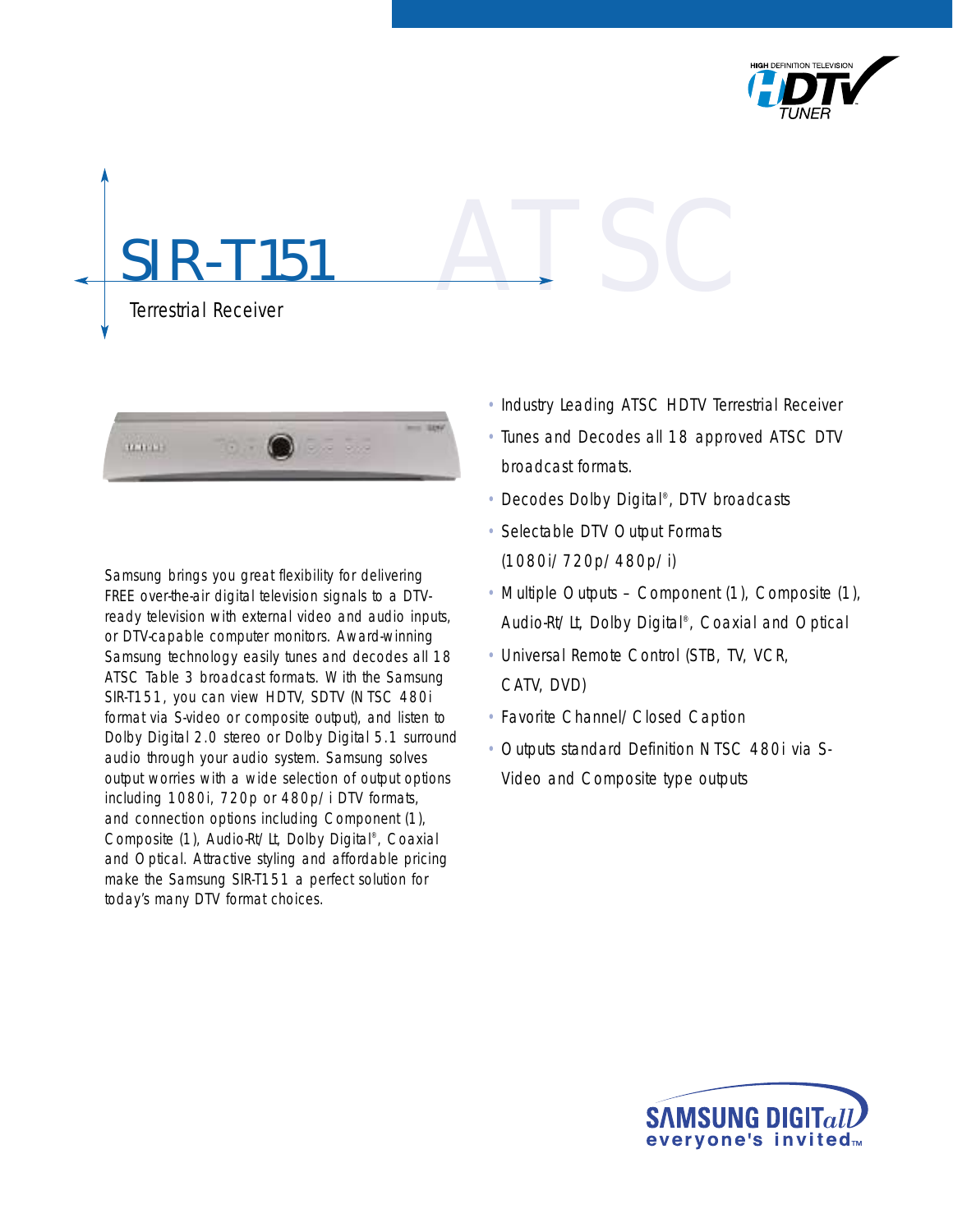HIGH DEFINITION TELEVISION HDTV TUNER

# SIR-T151

ATSC

## Terrestrial Receiver

Samsung brings you great flexibility for delivering FREE over-the-air digital television signals to a DTV-ready television with external video and audio inputs, or DTV-capable computer monitors. Award-winning Samsung technology easily tunes and decodes all 18 ATSC Table 3 broadcast formats. With the Samsung SIR-T151, you can view HDTV, SDTV (NTSC 480i format via S-video or composite output), and listen to Dolby Digital 2.0 stereo or Dolby Digital 5.1 surround audio through your audio system. Samsung solves output worries with a wide selection of output options including 1080i, 720p or 480p/i DTV formats, and connection options including Component (1), Composite (1), Audio-Rt/Lt, Dolby Digital®, Coaxial and Optical. Attractive styling and affordable pricing make the Samsung SIR-T151 a perfect solution for today's many DTV format choices.

- Industry Leading ATSC HDTV Terrestrial Receiver
- Tunes and Decodes all 18 approved ATSC DTV broadcast formats.
- Decodes Dolby Digital®, DTV broadcasts
- Selectable DTV Output Formats (1080i/720p/480p/i)
- Multiple Outputs – Component (1), Composite (1), Audio-Rt/Lt, Dolby Digital®, Coaxial and Optical
- Universal Remote Control (STB, TV, VCR, CATV, DVD)
- Favorite Channel/Closed Caption
- Outputs standard Definition NTSC 480i via S-Video and Composite type outputs

SAMSUNG DIGITall
everyone's invited™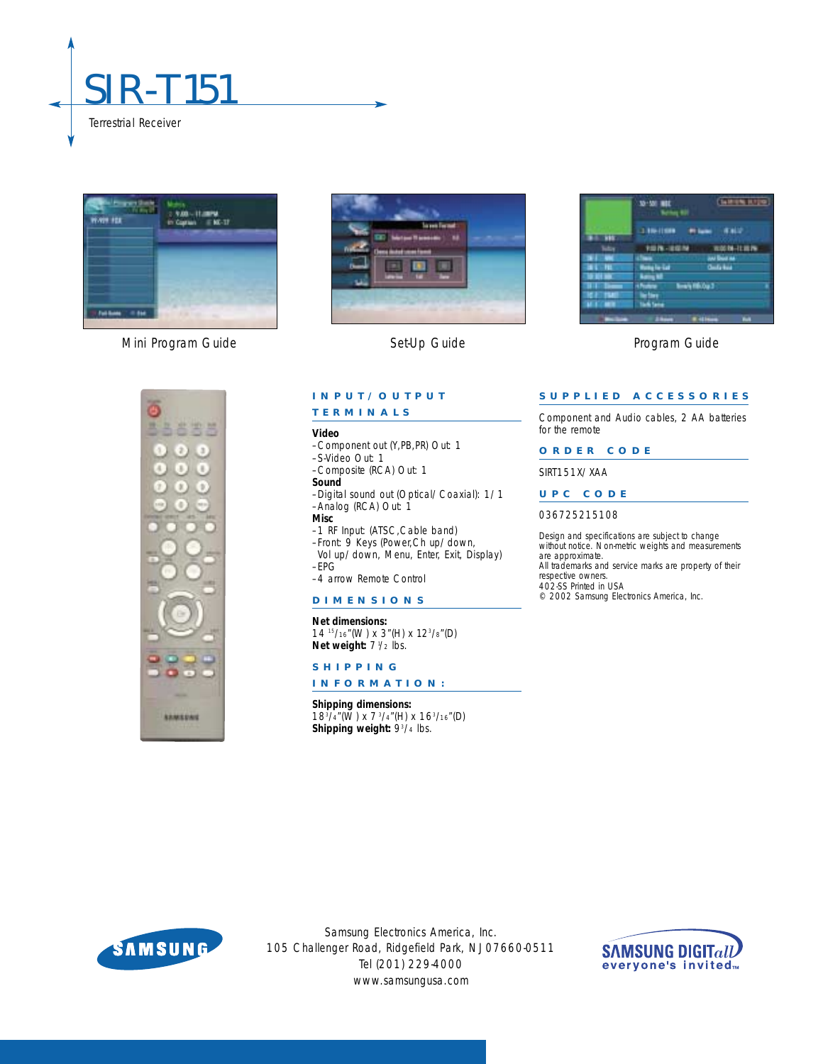# SIR-T151

Terrestrial Receiver

Mini Program Guide

Set-Up Guide

Program Guide

## INPUT/OUTPUT TERMINALS

**Video**
- Component out (Y,PB,PR) Out: 1
- S-Video Out: 1
- Composite (RCA) Out: 1

**Sound**
- Digital sound out (Optical/Coaxial): 1/1
- Analog (RCA) Out: 1

**Misc**
- 1 RF Input: (ATSC,Cable band)
- Front: 9 Keys (Power,Ch up/down, Vol up/down, Menu, Enter, Exit, Display)
- EPG
- 4 arrow Remote Control

## DIMENSIONS

**Net dimensions:**
14 15/16"(W) x 3"(H) x 12 3/8"(D)
**Net weight:** 7 1/2 lbs.

## SHIPPING INFORMATION:

**Shipping dimensions:**
18 3/4"(W) x 7 3/4"(H) x 16 3/16"(D)
**Shipping weight:** 9 3/4 lbs.

## SUPPLIED ACCESSORIES

Component and Audio cables, 2 AA batteries for the remote

## ORDER CODE

SIRT151X/XAA

## UPC CODE

036725215108

Design and specifications are subject to change without notice. Non-metric weights and measurements are approximate.
All trademarks and service marks are property of their respective owners.
402-SS Printed in USA
© 2002 Samsung Electronics America, Inc.

Samsung Electronics America, Inc.
105 Challenger Road, Ridgefield Park, NJ 07660-0511
Tel (201) 229-4000
www.samsungusa.com

SAMSUNG DIGITall
everyone's invited™